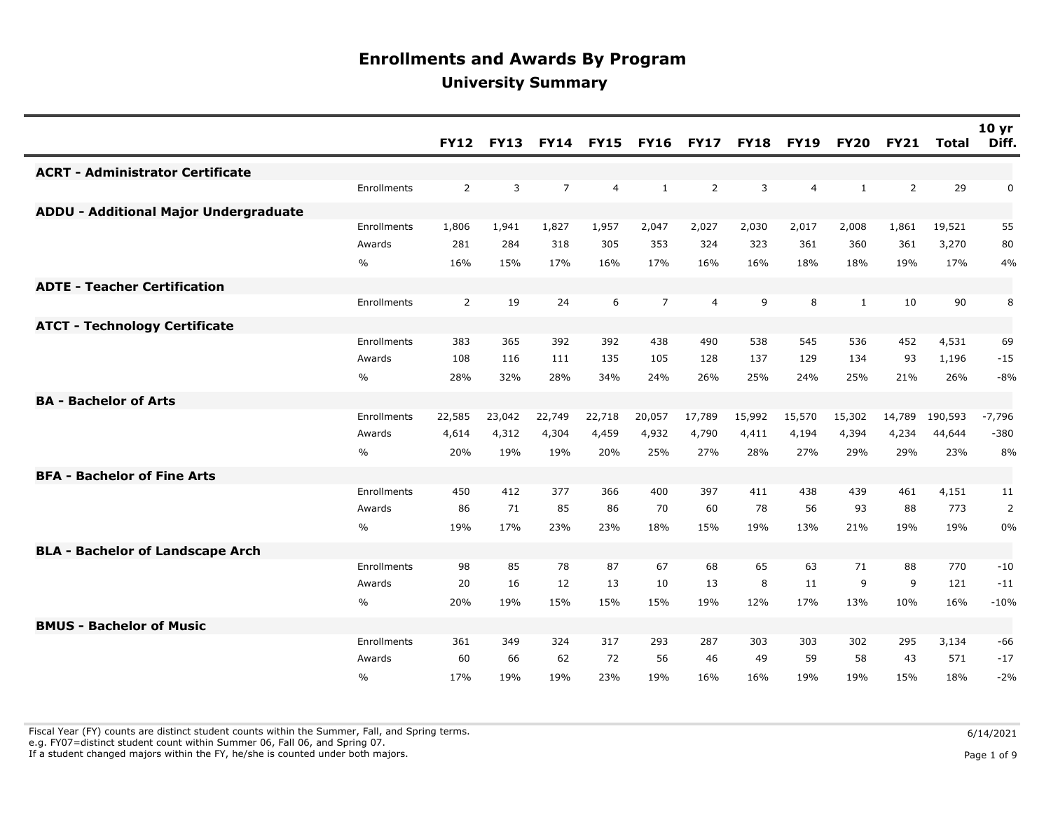# Enrollments and Awards By Program

## University Summary

| | | FY12 | FY13 | FY14 | FY15 | FY16 | FY17 | FY18 | FY19 | FY20 | FY21 | Total | 10 yr Diff. |
|---|---|---|---|---|---|---|---|---|---|---|---|---|---|
| **ACRT - Administrator Certificate** | | | | | | | | | | | | | |
| | Enrollments | 2 | 3 | 7 | 4 | 1 | 2 | 3 | 4 | 1 | 2 | 29 | 0 |
| **ADDU - Additional Major Undergraduate** | | | | | | | | | | | | | |
| | Enrollments | 1,806 | 1,941 | 1,827 | 1,957 | 2,047 | 2,027 | 2,030 | 2,017 | 2,008 | 1,861 | 19,521 | 55 |
| | Awards | 281 | 284 | 318 | 305 | 353 | 324 | 323 | 361 | 360 | 361 | 3,270 | 80 |
| | % | 16% | 15% | 17% | 16% | 17% | 16% | 16% | 18% | 18% | 19% | 17% | 4% |
| **ADTE - Teacher Certification** | | | | | | | | | | | | | |
| | Enrollments | 2 | 19 | 24 | 6 | 7 | 4 | 9 | 8 | 1 | 10 | 90 | 8 |
| **ATCT - Technology Certificate** | | | | | | | | | | | | | |
| | Enrollments | 383 | 365 | 392 | 392 | 438 | 490 | 538 | 545 | 536 | 452 | 4,531 | 69 |
| | Awards | 108 | 116 | 111 | 135 | 105 | 128 | 137 | 129 | 134 | 93 | 1,196 | -15 |
| | % | 28% | 32% | 28% | 34% | 24% | 26% | 25% | 24% | 25% | 21% | 26% | -8% |
| **BA - Bachelor of Arts** | | | | | | | | | | | | | |
| | Enrollments | 22,585 | 23,042 | 22,749 | 22,718 | 20,057 | 17,789 | 15,992 | 15,570 | 15,302 | 14,789 | 190,593 | -7,796 |
| | Awards | 4,614 | 4,312 | 4,304 | 4,459 | 4,932 | 4,790 | 4,411 | 4,194 | 4,394 | 4,234 | 44,644 | -380 |
| | % | 20% | 19% | 19% | 20% | 25% | 27% | 28% | 27% | 29% | 29% | 23% | 8% |
| **BFA - Bachelor of Fine Arts** | | | | | | | | | | | | | |
| | Enrollments | 450 | 412 | 377 | 366 | 400 | 397 | 411 | 438 | 439 | 461 | 4,151 | 11 |
| | Awards | 86 | 71 | 85 | 86 | 70 | 60 | 78 | 56 | 93 | 88 | 773 | 2 |
| | % | 19% | 17% | 23% | 23% | 18% | 15% | 19% | 13% | 21% | 19% | 19% | 0% |
| **BLA - Bachelor of Landscape Arch** | | | | | | | | | | | | | |
| | Enrollments | 98 | 85 | 78 | 87 | 67 | 68 | 65 | 63 | 71 | 88 | 770 | -10 |
| | Awards | 20 | 16 | 12 | 13 | 10 | 13 | 8 | 11 | 9 | 9 | 121 | -11 |
| | % | 20% | 19% | 15% | 15% | 15% | 19% | 12% | 17% | 13% | 10% | 16% | -10% |
| **BMUS - Bachelor of Music** | | | | | | | | | | | | | |
| | Enrollments | 361 | 349 | 324 | 317 | 293 | 287 | 303 | 303 | 302 | 295 | 3,134 | -66 |
| | Awards | 60 | 66 | 62 | 72 | 56 | 46 | 49 | 59 | 58 | 43 | 571 | -17 |
| | % | 17% | 19% | 19% | 23% | 19% | 16% | 16% | 19% | 19% | 15% | 18% | -2% |

Fiscal Year (FY) counts are distinct student counts within the Summer, Fall, and Spring terms.
e.g. FY07=distinct student count within Summer 06, Fall 06, and Spring 07.
If a student changed majors within the FY, he/she is counted under both majors.

6/14/2021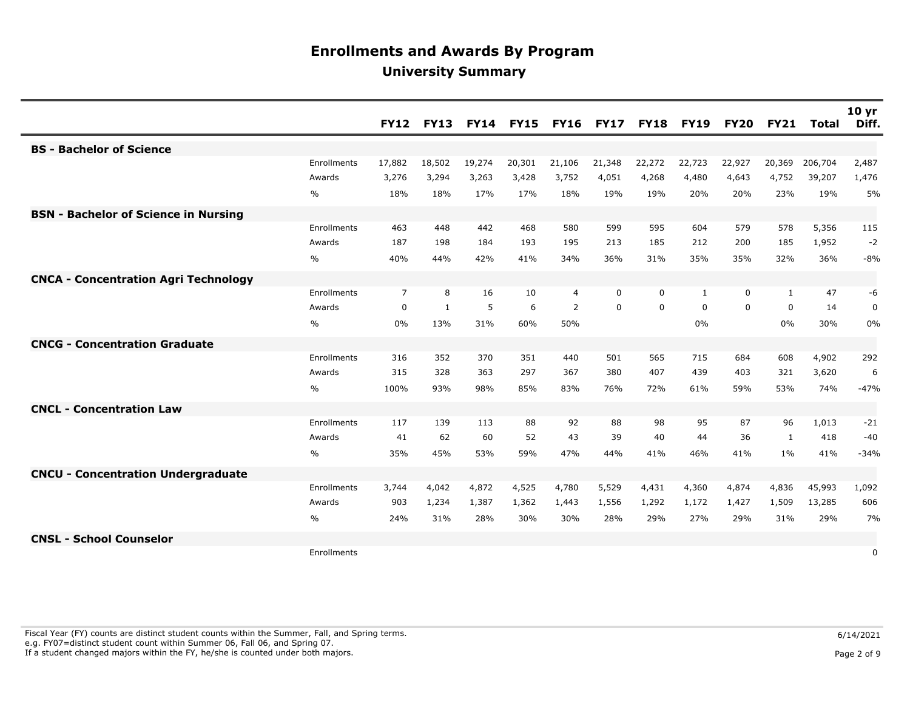# Enrollments and Awards By Program

## University Summary

| | | FY12 | FY13 | FY14 | FY15 | FY16 | FY17 | FY18 | FY19 | FY20 | FY21 | Total | 10 yr Diff. |
|---|---|---|---|---|---|---|---|---|---|---|---|---|---|
| **BS - Bachelor of Science** | | | | | | | | | | | | | |
| | Enrollments | 17,882 | 18,502 | 19,274 | 20,301 | 21,106 | 21,348 | 22,272 | 22,723 | 22,927 | 20,369 | 206,704 | 2,487 |
| | Awards | 3,276 | 3,294 | 3,263 | 3,428 | 3,752 | 4,051 | 4,268 | 4,480 | 4,643 | 4,752 | 39,207 | 1,476 |
| | % | 18% | 18% | 17% | 17% | 18% | 19% | 19% | 20% | 20% | 23% | 19% | 5% |
| **BSN - Bachelor of Science in Nursing** | | | | | | | | | | | | | |
| | Enrollments | 463 | 448 | 442 | 468 | 580 | 599 | 595 | 604 | 579 | 578 | 5,356 | 115 |
| | Awards | 187 | 198 | 184 | 193 | 195 | 213 | 185 | 212 | 200 | 185 | 1,952 | -2 |
| | % | 40% | 44% | 42% | 41% | 34% | 36% | 31% | 35% | 35% | 32% | 36% | -8% |
| **CNCA - Concentration Agri Technology** | | | | | | | | | | | | | |
| | Enrollments | 7 | 8 | 16 | 10 | 4 | 0 | 0 | 1 | 0 | 1 | 47 | -6 |
| | Awards | 0 | 1 | 5 | 6 | 2 | 0 | 0 | 0 | 0 | 0 | 14 | 0 |
| | % | 0% | 13% | 31% | 60% | 50% | | | 0% | | 0% | 30% | 0% |
| **CNCG - Concentration Graduate** | | | | | | | | | | | | | |
| | Enrollments | 316 | 352 | 370 | 351 | 440 | 501 | 565 | 715 | 684 | 608 | 4,902 | 292 |
| | Awards | 315 | 328 | 363 | 297 | 367 | 380 | 407 | 439 | 403 | 321 | 3,620 | 6 |
| | % | 100% | 93% | 98% | 85% | 83% | 76% | 72% | 61% | 59% | 53% | 74% | -47% |
| **CNCL - Concentration Law** | | | | | | | | | | | | | |
| | Enrollments | 117 | 139 | 113 | 88 | 92 | 88 | 98 | 95 | 87 | 96 | 1,013 | -21 |
| | Awards | 41 | 62 | 60 | 52 | 43 | 39 | 40 | 44 | 36 | 1 | 418 | -40 |
| | % | 35% | 45% | 53% | 59% | 47% | 44% | 41% | 46% | 41% | 1% | 41% | -34% |
| **CNCU - Concentration Undergraduate** | | | | | | | | | | | | | |
| | Enrollments | 3,744 | 4,042 | 4,872 | 4,525 | 4,780 | 5,529 | 4,431 | 4,360 | 4,874 | 4,836 | 45,993 | 1,092 |
| | Awards | 903 | 1,234 | 1,387 | 1,362 | 1,443 | 1,556 | 1,292 | 1,172 | 1,427 | 1,509 | 13,285 | 606 |
| | % | 24% | 31% | 28% | 30% | 30% | 28% | 29% | 27% | 29% | 31% | 29% | 7% |
| **CNSL - School Counselor** | | | | | | | | | | | | | |
| | Enrollments | | | | | | | | | | | | 0 |

Fiscal Year (FY) counts are distinct student counts within the Summer, Fall, and Spring terms.
e.g. FY07=distinct student count within Summer 06, Fall 06, and Spring 07.
If a student changed majors within the FY, he/she is counted under both majors.

6/14/2021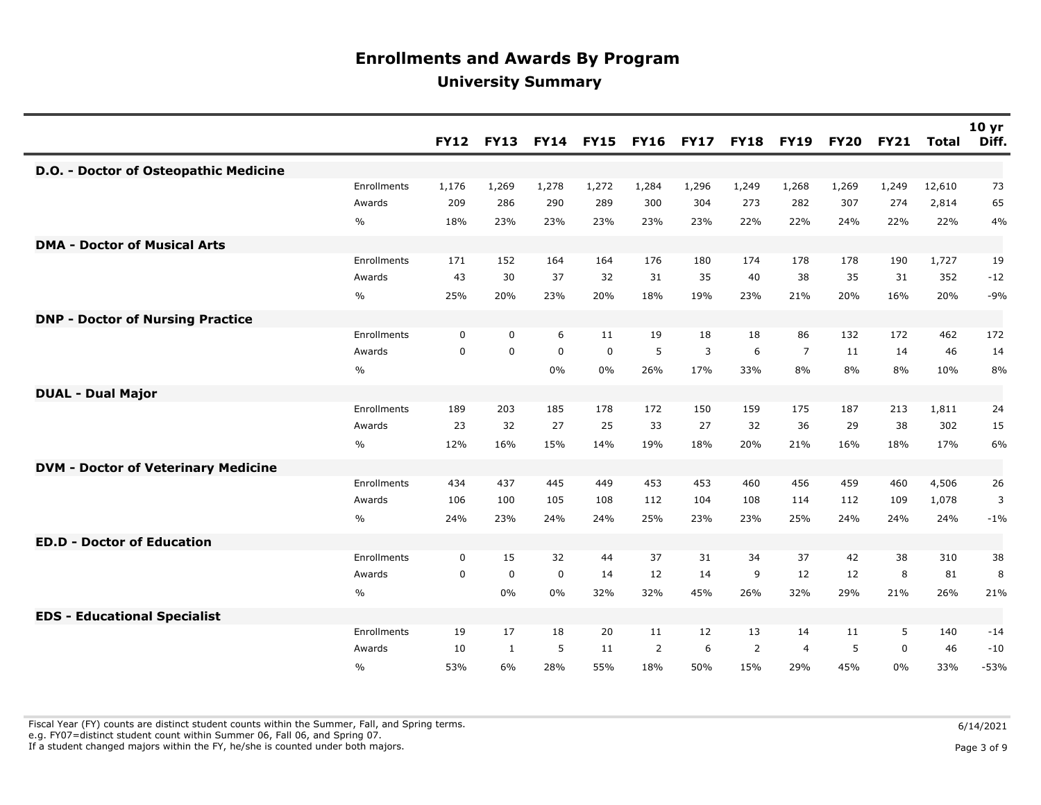# Enrollments and Awards By Program

## University Summary

| | | FY12 | FY13 | FY14 | FY15 | FY16 | FY17 | FY18 | FY19 | FY20 | FY21 | Total | 10 yr Diff. |
|---|---|---|---|---|---|---|---|---|---|---|---|---|---|
| **D.O. - Doctor of Osteopathic Medicine** | | | | | | | | | | | | | |
| | Enrollments | 1,176 | 1,269 | 1,278 | 1,272 | 1,284 | 1,296 | 1,249 | 1,268 | 1,269 | 1,249 | 12,610 | 73 |
| | Awards | 209 | 286 | 290 | 289 | 300 | 304 | 273 | 282 | 307 | 274 | 2,814 | 65 |
| | % | 18% | 23% | 23% | 23% | 23% | 23% | 22% | 22% | 24% | 22% | 22% | 4% |
| **DMA - Doctor of Musical Arts** | | | | | | | | | | | | | |
| | Enrollments | 171 | 152 | 164 | 164 | 176 | 180 | 174 | 178 | 178 | 190 | 1,727 | 19 |
| | Awards | 43 | 30 | 37 | 32 | 31 | 35 | 40 | 38 | 35 | 31 | 352 | -12 |
| | % | 25% | 20% | 23% | 20% | 18% | 19% | 23% | 21% | 20% | 16% | 20% | -9% |
| **DNP - Doctor of Nursing Practice** | | | | | | | | | | | | | |
| | Enrollments | 0 | 0 | 6 | 11 | 19 | 18 | 18 | 86 | 132 | 172 | 462 | 172 |
| | Awards | 0 | 0 | 0 | 0 | 5 | 3 | 6 | 7 | 11 | 14 | 46 | 14 |
| | % | | | 0% | 0% | 26% | 17% | 33% | 8% | 8% | 8% | 10% | 8% |
| **DUAL - Dual Major** | | | | | | | | | | | | | |
| | Enrollments | 189 | 203 | 185 | 178 | 172 | 150 | 159 | 175 | 187 | 213 | 1,811 | 24 |
| | Awards | 23 | 32 | 27 | 25 | 33 | 27 | 32 | 36 | 29 | 38 | 302 | 15 |
| | % | 12% | 16% | 15% | 14% | 19% | 18% | 20% | 21% | 16% | 18% | 17% | 6% |
| **DVM - Doctor of Veterinary Medicine** | | | | | | | | | | | | | |
| | Enrollments | 434 | 437 | 445 | 449 | 453 | 453 | 460 | 456 | 459 | 460 | 4,506 | 26 |
| | Awards | 106 | 100 | 105 | 108 | 112 | 104 | 108 | 114 | 112 | 109 | 1,078 | 3 |
| | % | 24% | 23% | 24% | 24% | 25% | 23% | 23% | 25% | 24% | 24% | 24% | -1% |
| **ED.D - Doctor of Education** | | | | | | | | | | | | | |
| | Enrollments | 0 | 15 | 32 | 44 | 37 | 31 | 34 | 37 | 42 | 38 | 310 | 38 |
| | Awards | 0 | 0 | 0 | 14 | 12 | 14 | 9 | 12 | 12 | 8 | 81 | 8 |
| | % | | 0% | 0% | 32% | 32% | 45% | 26% | 32% | 29% | 21% | 26% | 21% |
| **EDS - Educational Specialist** | | | | | | | | | | | | | |
| | Enrollments | 19 | 17 | 18 | 20 | 11 | 12 | 13 | 14 | 11 | 5 | 140 | -14 |
| | Awards | 10 | 1 | 5 | 11 | 2 | 6 | 2 | 4 | 5 | 0 | 46 | -10 |
| | % | 53% | 6% | 28% | 55% | 18% | 50% | 15% | 29% | 45% | 0% | 33% | -53% |

Fiscal Year (FY) counts are distinct student counts within the Summer, Fall, and Spring terms.
e.g. FY07=distinct student count within Summer 06, Fall 06, and Spring 07.
If a student changed majors within the FY, he/she is counted under both majors.

6/14/2021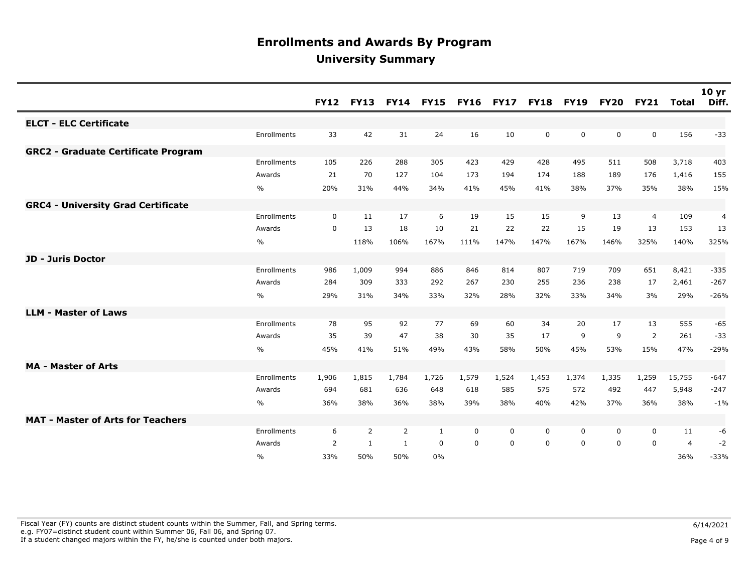# Enrollments and Awards By Program

## University Summary

| | | FY12 | FY13 | FY14 | FY15 | FY16 | FY17 | FY18 | FY19 | FY20 | FY21 | Total | 10 yr Diff. |
|---|---|---|---|---|---|---|---|---|---|---|---|---|---|
| **ELCT - ELC Certificate** | | | | | | | | | | | | | |
| | Enrollments | 33 | 42 | 31 | 24 | 16 | 10 | 0 | 0 | 0 | 0 | 156 | -33 |
| **GRC2 - Graduate Certificate Program** | | | | | | | | | | | | | |
| | Enrollments | 105 | 226 | 288 | 305 | 423 | 429 | 428 | 495 | 511 | 508 | 3,718 | 403 |
| | Awards | 21 | 70 | 127 | 104 | 173 | 194 | 174 | 188 | 189 | 176 | 1,416 | 155 |
| | % | 20% | 31% | 44% | 34% | 41% | 45% | 41% | 38% | 37% | 35% | 38% | 15% |
| **GRC4 - University Grad Certificate** | | | | | | | | | | | | | |
| | Enrollments | 0 | 11 | 17 | 6 | 19 | 15 | 15 | 9 | 13 | 4 | 109 | 4 |
| | Awards | 0 | 13 | 18 | 10 | 21 | 22 | 22 | 15 | 19 | 13 | 153 | 13 |
| | % | | 118% | 106% | 167% | 111% | 147% | 147% | 167% | 146% | 325% | 140% | 325% |
| **JD - Juris Doctor** | | | | | | | | | | | | | |
| | Enrollments | 986 | 1,009 | 994 | 886 | 846 | 814 | 807 | 719 | 709 | 651 | 8,421 | -335 |
| | Awards | 284 | 309 | 333 | 292 | 267 | 230 | 255 | 236 | 238 | 17 | 2,461 | -267 |
| | % | 29% | 31% | 34% | 33% | 32% | 28% | 32% | 33% | 34% | 3% | 29% | -26% |
| **LLM - Master of Laws** | | | | | | | | | | | | | |
| | Enrollments | 78 | 95 | 92 | 77 | 69 | 60 | 34 | 20 | 17 | 13 | 555 | -65 |
| | Awards | 35 | 39 | 47 | 38 | 30 | 35 | 17 | 9 | 9 | 2 | 261 | -33 |
| | % | 45% | 41% | 51% | 49% | 43% | 58% | 50% | 45% | 53% | 15% | 47% | -29% |
| **MA - Master of Arts** | | | | | | | | | | | | | |
| | Enrollments | 1,906 | 1,815 | 1,784 | 1,726 | 1,579 | 1,524 | 1,453 | 1,374 | 1,335 | 1,259 | 15,755 | -647 |
| | Awards | 694 | 681 | 636 | 648 | 618 | 585 | 575 | 572 | 492 | 447 | 5,948 | -247 |
| | % | 36% | 38% | 36% | 38% | 39% | 38% | 40% | 42% | 37% | 36% | 38% | -1% |
| **MAT - Master of Arts for Teachers** | | | | | | | | | | | | | |
| | Enrollments | 6 | 2 | 2 | 1 | 0 | 0 | 0 | 0 | 0 | 0 | 11 | -6 |
| | Awards | 2 | 1 | 1 | 0 | 0 | 0 | 0 | 0 | 0 | 0 | 4 | -2 |
| | % | 33% | 50% | 50% | 0% | | | | | | | 36% | -33% |

Fiscal Year (FY) counts are distinct student counts within the Summer, Fall, and Spring terms.
e.g. FY07=distinct student count within Summer 06, Fall 06, and Spring 07.
If a student changed majors within the FY, he/she is counted under both majors.

6/14/2021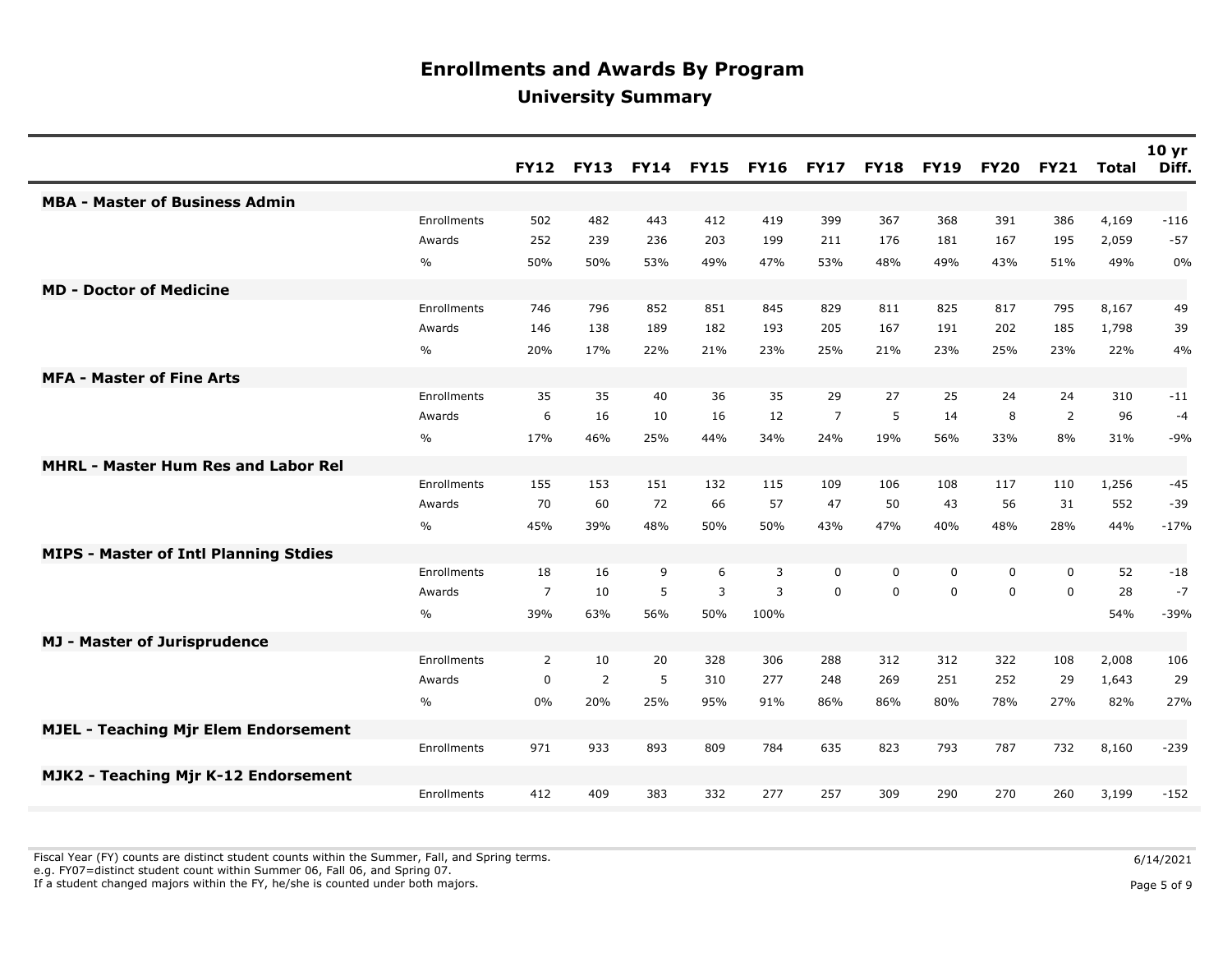# Enrollments and Awards By Program

## University Summary

| | | FY12 | FY13 | FY14 | FY15 | FY16 | FY17 | FY18 | FY19 | FY20 | FY21 | Total | 10 yr Diff. |
|---|---|---|---|---|---|---|---|---|---|---|---|---|---|
| **MBA - Master of Business Admin** | | | | | | | | | | | | | |
| | Enrollments | 502 | 482 | 443 | 412 | 419 | 399 | 367 | 368 | 391 | 386 | 4,169 | -116 |
| | Awards | 252 | 239 | 236 | 203 | 199 | 211 | 176 | 181 | 167 | 195 | 2,059 | -57 |
| | % | 50% | 50% | 53% | 49% | 47% | 53% | 48% | 49% | 43% | 51% | 49% | 0% |
| **MD - Doctor of Medicine** | | | | | | | | | | | | | |
| | Enrollments | 746 | 796 | 852 | 851 | 845 | 829 | 811 | 825 | 817 | 795 | 8,167 | 49 |
| | Awards | 146 | 138 | 189 | 182 | 193 | 205 | 167 | 191 | 202 | 185 | 1,798 | 39 |
| | % | 20% | 17% | 22% | 21% | 23% | 25% | 21% | 23% | 25% | 23% | 22% | 4% |
| **MFA - Master of Fine Arts** | | | | | | | | | | | | | |
| | Enrollments | 35 | 35 | 40 | 36 | 35 | 29 | 27 | 25 | 24 | 24 | 310 | -11 |
| | Awards | 6 | 16 | 10 | 16 | 12 | 7 | 5 | 14 | 8 | 2 | 96 | -4 |
| | % | 17% | 46% | 25% | 44% | 34% | 24% | 19% | 56% | 33% | 8% | 31% | -9% |
| **MHRL - Master Hum Res and Labor Rel** | | | | | | | | | | | | | |
| | Enrollments | 155 | 153 | 151 | 132 | 115 | 109 | 106 | 108 | 117 | 110 | 1,256 | -45 |
| | Awards | 70 | 60 | 72 | 66 | 57 | 47 | 50 | 43 | 56 | 31 | 552 | -39 |
| | % | 45% | 39% | 48% | 50% | 50% | 43% | 47% | 40% | 48% | 28% | 44% | -17% |
| **MIPS - Master of Intl Planning Stdies** | | | | | | | | | | | | | |
| | Enrollments | 18 | 16 | 9 | 6 | 3 | 0 | 0 | 0 | 0 | 0 | 52 | -18 |
| | Awards | 7 | 10 | 5 | 3 | 3 | 0 | 0 | 0 | 0 | 0 | 28 | -7 |
| | % | 39% | 63% | 56% | 50% | 100% | | | | | | 54% | -39% |
| **MJ - Master of Jurisprudence** | | | | | | | | | | | | | |
| | Enrollments | 2 | 10 | 20 | 328 | 306 | 288 | 312 | 312 | 322 | 108 | 2,008 | 106 |
| | Awards | 0 | 2 | 5 | 310 | 277 | 248 | 269 | 251 | 252 | 29 | 1,643 | 29 |
| | % | 0% | 20% | 25% | 95% | 91% | 86% | 86% | 80% | 78% | 27% | 82% | 27% |
| **MJEL - Teaching Mjr Elem Endorsement** | | | | | | | | | | | | | |
| | Enrollments | 971 | 933 | 893 | 809 | 784 | 635 | 823 | 793 | 787 | 732 | 8,160 | -239 |
| **MJK2 - Teaching Mjr K-12 Endorsement** | | | | | | | | | | | | | |
| | Enrollments | 412 | 409 | 383 | 332 | 277 | 257 | 309 | 290 | 270 | 260 | 3,199 | -152 |

Fiscal Year (FY) counts are distinct student counts within the Summer, Fall, and Spring terms.
e.g. FY07=distinct student count within Summer 06, Fall 06, and Spring 07.
If a student changed majors within the FY, he/she is counted under both majors.

6/14/2021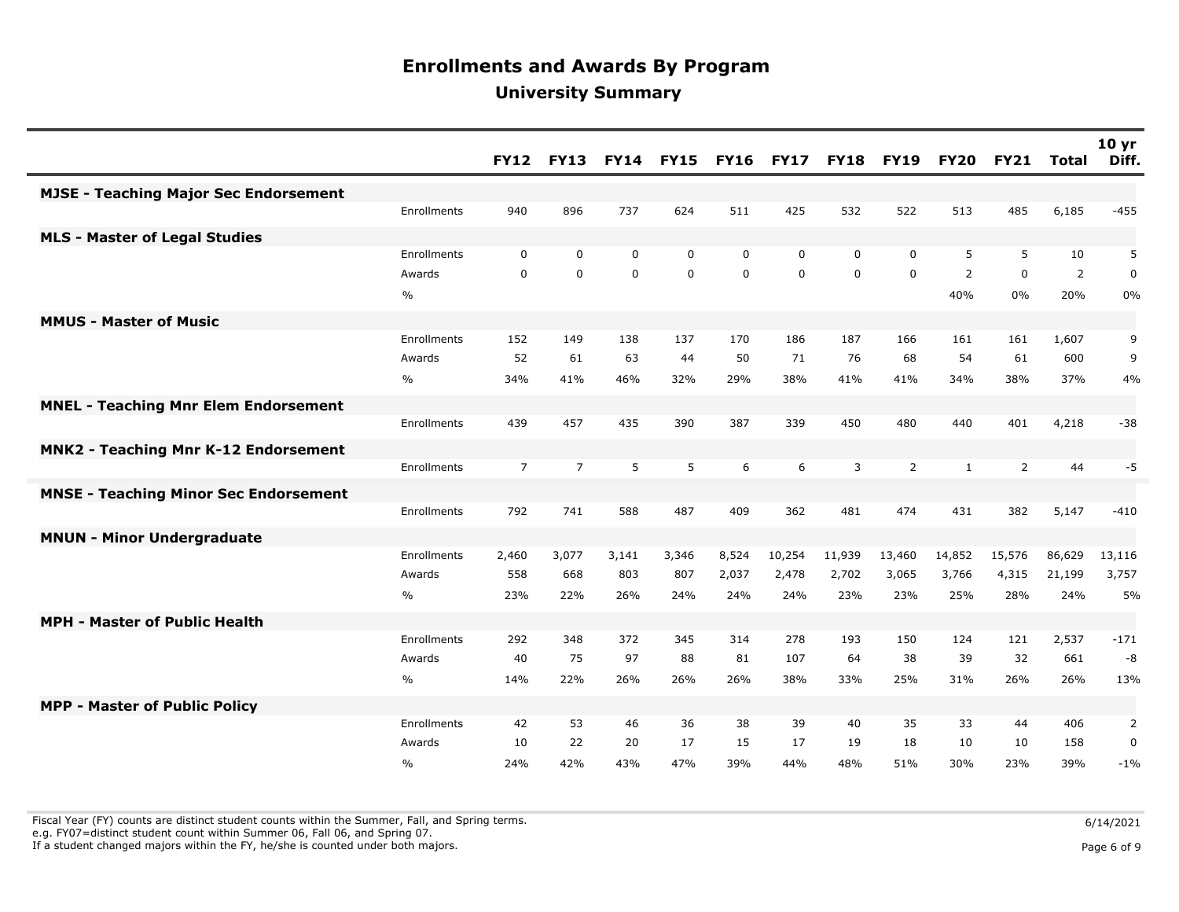# Enrollments and Awards By Program

## University Summary

| | | FY12 | FY13 | FY14 | FY15 | FY16 | FY17 | FY18 | FY19 | FY20 | FY21 | Total | 10 yr Diff. |
|---|---|---|---|---|---|---|---|---|---|---|---|---|---|
| **MJSE - Teaching Major Sec Endorsement** | | | | | | | | | | | | | |
| | Enrollments | 940 | 896 | 737 | 624 | 511 | 425 | 532 | 522 | 513 | 485 | 6,185 | -455 |
| **MLS - Master of Legal Studies** | | | | | | | | | | | | | |
| | Enrollments | 0 | 0 | 0 | 0 | 0 | 0 | 0 | 0 | 5 | 5 | 10 | 5 |
| | Awards | 0 | 0 | 0 | 0 | 0 | 0 | 0 | 0 | 2 | 0 | 2 | 0 |
| | % | | | | | | | | | 40% | 0% | 20% | 0% |
| **MMUS - Master of Music** | | | | | | | | | | | | | |
| | Enrollments | 152 | 149 | 138 | 137 | 170 | 186 | 187 | 166 | 161 | 161 | 1,607 | 9 |
| | Awards | 52 | 61 | 63 | 44 | 50 | 71 | 76 | 68 | 54 | 61 | 600 | 9 |
| | % | 34% | 41% | 46% | 32% | 29% | 38% | 41% | 41% | 34% | 38% | 37% | 4% |
| **MNEL - Teaching Mnr Elem Endorsement** | | | | | | | | | | | | | |
| | Enrollments | 439 | 457 | 435 | 390 | 387 | 339 | 450 | 480 | 440 | 401 | 4,218 | -38 |
| **MNK2 - Teaching Mnr K-12 Endorsement** | | | | | | | | | | | | | |
| | Enrollments | 7 | 7 | 5 | 5 | 6 | 6 | 3 | 2 | 1 | 2 | 44 | -5 |
| **MNSE - Teaching Minor Sec Endorsement** | | | | | | | | | | | | | |
| | Enrollments | 792 | 741 | 588 | 487 | 409 | 362 | 481 | 474 | 431 | 382 | 5,147 | -410 |
| **MNUN - Minor Undergraduate** | | | | | | | | | | | | | |
| | Enrollments | 2,460 | 3,077 | 3,141 | 3,346 | 8,524 | 10,254 | 11,939 | 13,460 | 14,852 | 15,576 | 86,629 | 13,116 |
| | Awards | 558 | 668 | 803 | 807 | 2,037 | 2,478 | 2,702 | 3,065 | 3,766 | 4,315 | 21,199 | 3,757 |
| | % | 23% | 22% | 26% | 24% | 24% | 24% | 23% | 23% | 25% | 28% | 24% | 5% |
| **MPH - Master of Public Health** | | | | | | | | | | | | | |
| | Enrollments | 292 | 348 | 372 | 345 | 314 | 278 | 193 | 150 | 124 | 121 | 2,537 | -171 |
| | Awards | 40 | 75 | 97 | 88 | 81 | 107 | 64 | 38 | 39 | 32 | 661 | -8 |
| | % | 14% | 22% | 26% | 26% | 26% | 38% | 33% | 25% | 31% | 26% | 26% | 13% |
| **MPP - Master of Public Policy** | | | | | | | | | | | | | |
| | Enrollments | 42 | 53 | 46 | 36 | 38 | 39 | 40 | 35 | 33 | 44 | 406 | 2 |
| | Awards | 10 | 22 | 20 | 17 | 15 | 17 | 19 | 18 | 10 | 10 | 158 | 0 |
| | % | 24% | 42% | 43% | 47% | 39% | 44% | 48% | 51% | 30% | 23% | 39% | -1% |

Fiscal Year (FY) counts are distinct student counts within the Summer, Fall, and Spring terms.
e.g. FY07=distinct student count within Summer 06, Fall 06, and Spring 07.
If a student changed majors within the FY, he/she is counted under both majors.

6/14/2021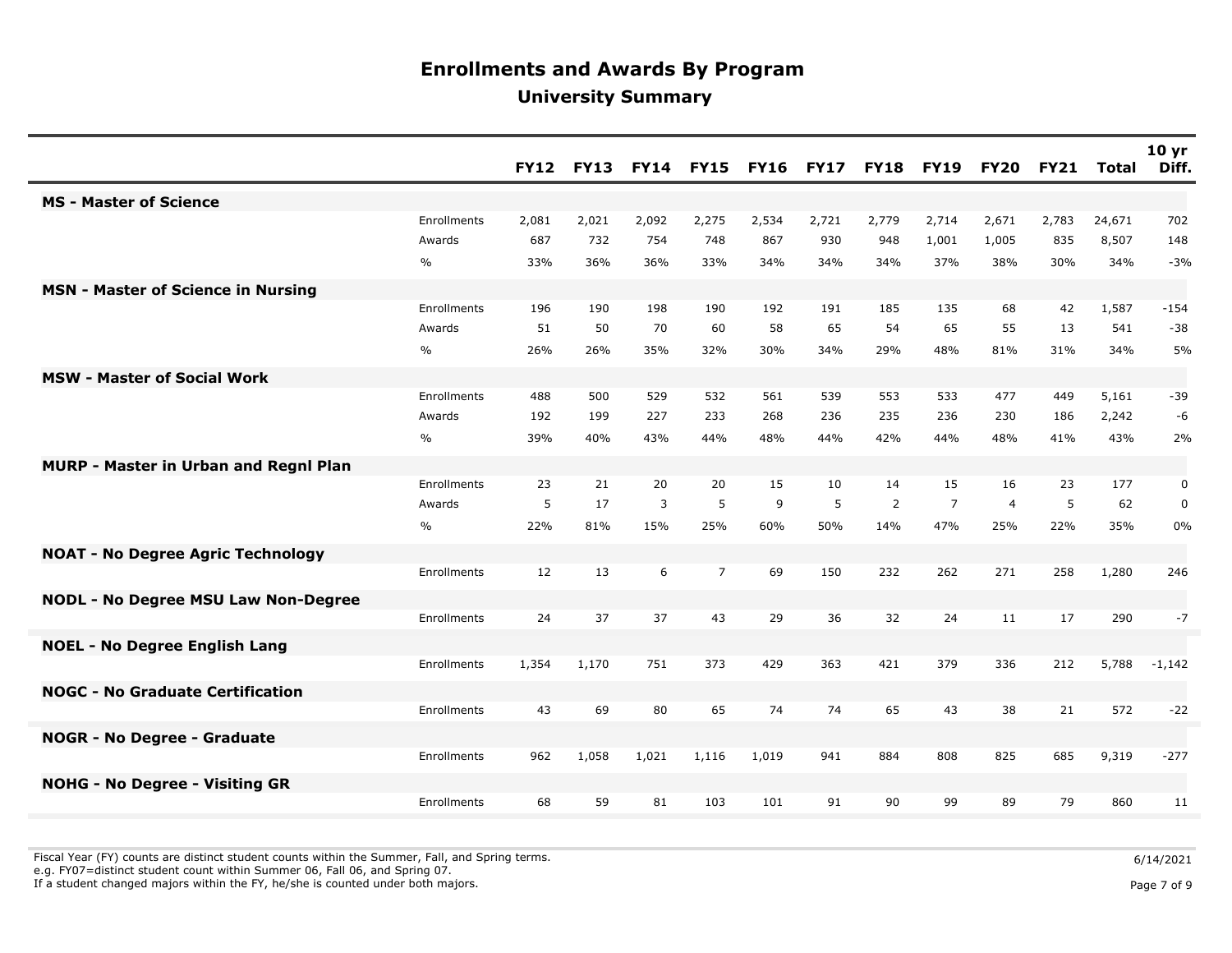# Enrollments and Awards By Program

## University Summary

| | | FY12 | FY13 | FY14 | FY15 | FY16 | FY17 | FY18 | FY19 | FY20 | FY21 | Total | 10 yr Diff. |
|---|---|---|---|---|---|---|---|---|---|---|---|---|---|
| **MS - Master of Science** | | | | | | | | | | | | | |
| | Enrollments | 2,081 | 2,021 | 2,092 | 2,275 | 2,534 | 2,721 | 2,779 | 2,714 | 2,671 | 2,783 | 24,671 | 702 |
| | Awards | 687 | 732 | 754 | 748 | 867 | 930 | 948 | 1,001 | 1,005 | 835 | 8,507 | 148 |
| | % | 33% | 36% | 36% | 33% | 34% | 34% | 34% | 37% | 38% | 30% | 34% | -3% |
| **MSN - Master of Science in Nursing** | | | | | | | | | | | | | |
| | Enrollments | 196 | 190 | 198 | 190 | 192 | 191 | 185 | 135 | 68 | 42 | 1,587 | -154 |
| | Awards | 51 | 50 | 70 | 60 | 58 | 65 | 54 | 65 | 55 | 13 | 541 | -38 |
| | % | 26% | 26% | 35% | 32% | 30% | 34% | 29% | 48% | 81% | 31% | 34% | 5% |
| **MSW - Master of Social Work** | | | | | | | | | | | | | |
| | Enrollments | 488 | 500 | 529 | 532 | 561 | 539 | 553 | 533 | 477 | 449 | 5,161 | -39 |
| | Awards | 192 | 199 | 227 | 233 | 268 | 236 | 235 | 236 | 230 | 186 | 2,242 | -6 |
| | % | 39% | 40% | 43% | 44% | 48% | 44% | 42% | 44% | 48% | 41% | 43% | 2% |
| **MURP - Master in Urban and Regnl Plan** | | | | | | | | | | | | | |
| | Enrollments | 23 | 21 | 20 | 20 | 15 | 10 | 14 | 15 | 16 | 23 | 177 | 0 |
| | Awards | 5 | 17 | 3 | 5 | 9 | 5 | 2 | 7 | 4 | 5 | 62 | 0 |
| | % | 22% | 81% | 15% | 25% | 60% | 50% | 14% | 47% | 25% | 22% | 35% | 0% |
| **NOAT - No Degree Agric Technology** | | | | | | | | | | | | | |
| | Enrollments | 12 | 13 | 6 | 7 | 69 | 150 | 232 | 262 | 271 | 258 | 1,280 | 246 |
| **NODL - No Degree MSU Law Non-Degree** | | | | | | | | | | | | | |
| | Enrollments | 24 | 37 | 37 | 43 | 29 | 36 | 32 | 24 | 11 | 17 | 290 | -7 |
| **NOEL - No Degree English Lang** | | | | | | | | | | | | | |
| | Enrollments | 1,354 | 1,170 | 751 | 373 | 429 | 363 | 421 | 379 | 336 | 212 | 5,788 | -1,142 |
| **NOGC - No Graduate Certification** | | | | | | | | | | | | | |
| | Enrollments | 43 | 69 | 80 | 65 | 74 | 74 | 65 | 43 | 38 | 21 | 572 | -22 |
| **NOGR - No Degree - Graduate** | | | | | | | | | | | | | |
| | Enrollments | 962 | 1,058 | 1,021 | 1,116 | 1,019 | 941 | 884 | 808 | 825 | 685 | 9,319 | -277 |
| **NOHG - No Degree - Visiting GR** | | | | | | | | | | | | | |
| | Enrollments | 68 | 59 | 81 | 103 | 101 | 91 | 90 | 99 | 89 | 79 | 860 | 11 |

Fiscal Year (FY) counts are distinct student counts within the Summer, Fall, and Spring terms.
e.g. FY07=distinct student count within Summer 06, Fall 06, and Spring 07.
If a student changed majors within the FY, he/she is counted under both majors.

6/14/2021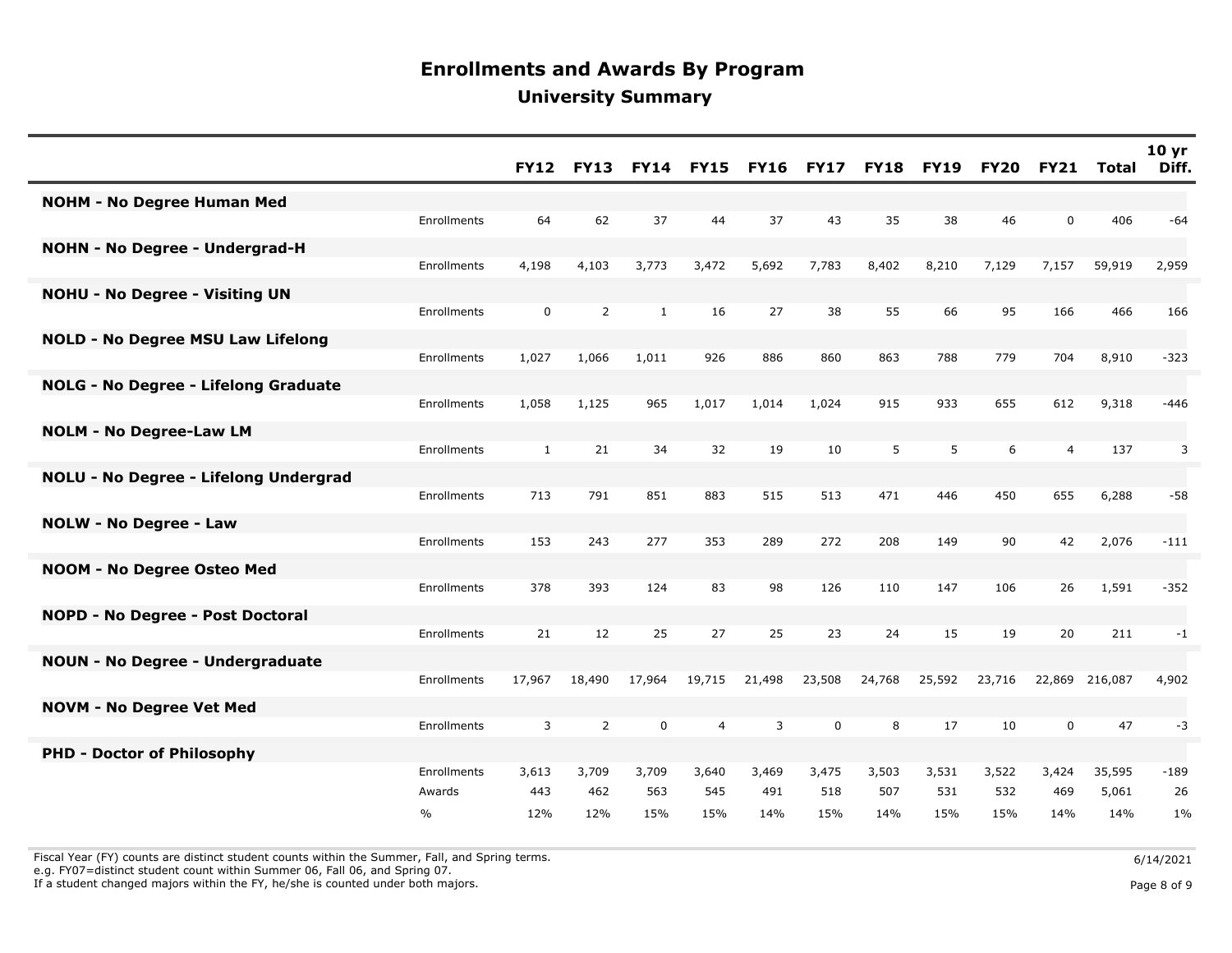# Enrollments and Awards By Program

## University Summary

| | | FY12 | FY13 | FY14 | FY15 | FY16 | FY17 | FY18 | FY19 | FY20 | FY21 | Total | 10 yr Diff. |
|---|---|---|---|---|---|---|---|---|---|---|---|---|---|
| **NOHM - No Degree Human Med** | | | | | | | | | | | | | |
| | Enrollments | 64 | 62 | 37 | 44 | 37 | 43 | 35 | 38 | 46 | 0 | 406 | -64 |
| **NOHN - No Degree - Undergrad-H** | | | | | | | | | | | | | |
| | Enrollments | 4,198 | 4,103 | 3,773 | 3,472 | 5,692 | 7,783 | 8,402 | 8,210 | 7,129 | 7,157 | 59,919 | 2,959 |
| **NOHU - No Degree - Visiting UN** | | | | | | | | | | | | | |
| | Enrollments | 0 | 2 | 1 | 16 | 27 | 38 | 55 | 66 | 95 | 166 | 466 | 166 |
| **NOLD - No Degree MSU Law Lifelong** | | | | | | | | | | | | | |
| | Enrollments | 1,027 | 1,066 | 1,011 | 926 | 886 | 860 | 863 | 788 | 779 | 704 | 8,910 | -323 |
| **NOLG - No Degree - Lifelong Graduate** | | | | | | | | | | | | | |
| | Enrollments | 1,058 | 1,125 | 965 | 1,017 | 1,014 | 1,024 | 915 | 933 | 655 | 612 | 9,318 | -446 |
| **NOLM - No Degree-Law LM** | | | | | | | | | | | | | |
| | Enrollments | 1 | 21 | 34 | 32 | 19 | 10 | 5 | 5 | 6 | 4 | 137 | 3 |
| **NOLU - No Degree - Lifelong Undergrad** | | | | | | | | | | | | | |
| | Enrollments | 713 | 791 | 851 | 883 | 515 | 513 | 471 | 446 | 450 | 655 | 6,288 | -58 |
| **NOLW - No Degree - Law** | | | | | | | | | | | | | |
| | Enrollments | 153 | 243 | 277 | 353 | 289 | 272 | 208 | 149 | 90 | 42 | 2,076 | -111 |
| **NOOM - No Degree Osteo Med** | | | | | | | | | | | | | |
| | Enrollments | 378 | 393 | 124 | 83 | 98 | 126 | 110 | 147 | 106 | 26 | 1,591 | -352 |
| **NOPD - No Degree - Post Doctoral** | | | | | | | | | | | | | |
| | Enrollments | 21 | 12 | 25 | 27 | 25 | 23 | 24 | 15 | 19 | 20 | 211 | -1 |
| **NOUN - No Degree - Undergraduate** | | | | | | | | | | | | | |
| | Enrollments | 17,967 | 18,490 | 17,964 | 19,715 | 21,498 | 23,508 | 24,768 | 25,592 | 23,716 | 22,869 | 216,087 | 4,902 |
| **NOVM - No Degree Vet Med** | | | | | | | | | | | | | |
| | Enrollments | 3 | 2 | 0 | 4 | 3 | 0 | 8 | 17 | 10 | 0 | 47 | -3 |
| **PHD - Doctor of Philosophy** | | | | | | | | | | | | | |
| | Enrollments | 3,613 | 3,709 | 3,709 | 3,640 | 3,469 | 3,475 | 3,503 | 3,531 | 3,522 | 3,424 | 35,595 | -189 |
| | Awards | 443 | 462 | 563 | 545 | 491 | 518 | 507 | 531 | 532 | 469 | 5,061 | 26 |
| | % | 12% | 12% | 15% | 15% | 14% | 15% | 14% | 15% | 15% | 14% | 14% | 1% |

Fiscal Year (FY) counts are distinct student counts within the Summer, Fall, and Spring terms.
e.g. FY07=distinct student count within Summer 06, Fall 06, and Spring 07.
If a student changed majors within the FY, he/she is counted under both majors.

6/14/2021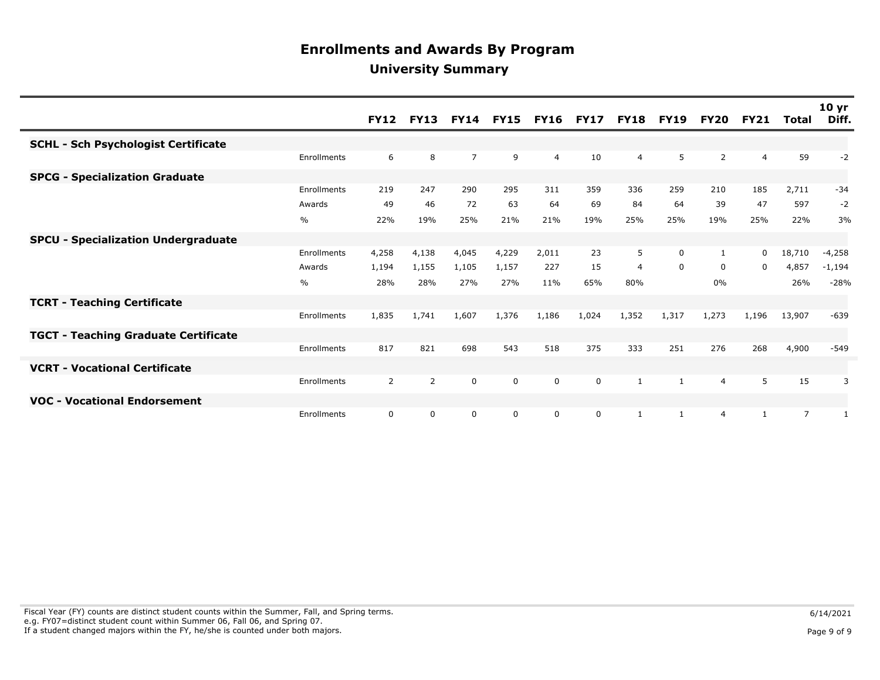# Enrollments and Awards By Program

## University Summary

| | | FY12 | FY13 | FY14 | FY15 | FY16 | FY17 | FY18 | FY19 | FY20 | FY21 | Total | 10 yr Diff. |
|---|---|---|---|---|---|---|---|---|---|---|---|---|---|
| **SCHL - Sch Psychologist Certificate** | | | | | | | | | | | | | |
| | Enrollments | 6 | 8 | 7 | 9 | 4 | 10 | 4 | 5 | 2 | 4 | 59 | -2 |
| **SPCG - Specialization Graduate** | | | | | | | | | | | | | |
| | Enrollments | 219 | 247 | 290 | 295 | 311 | 359 | 336 | 259 | 210 | 185 | 2,711 | -34 |
| | Awards | 49 | 46 | 72 | 63 | 64 | 69 | 84 | 64 | 39 | 47 | 597 | -2 |
| | % | 22% | 19% | 25% | 21% | 21% | 19% | 25% | 25% | 19% | 25% | 22% | 3% |
| **SPCU - Specialization Undergraduate** | | | | | | | | | | | | | |
| | Enrollments | 4,258 | 4,138 | 4,045 | 4,229 | 2,011 | 23 | 5 | 0 | 1 | 0 | 18,710 | -4,258 |
| | Awards | 1,194 | 1,155 | 1,105 | 1,157 | 227 | 15 | 4 | 0 | 0 | 0 | 4,857 | -1,194 |
| | % | 28% | 28% | 27% | 27% | 11% | 65% | 80% | | 0% | | 26% | -28% |
| **TCRT - Teaching Certificate** | | | | | | | | | | | | | |
| | Enrollments | 1,835 | 1,741 | 1,607 | 1,376 | 1,186 | 1,024 | 1,352 | 1,317 | 1,273 | 1,196 | 13,907 | -639 |
| **TGCT - Teaching Graduate Certificate** | | | | | | | | | | | | | |
| | Enrollments | 817 | 821 | 698 | 543 | 518 | 375 | 333 | 251 | 276 | 268 | 4,900 | -549 |
| **VCRT - Vocational Certificate** | | | | | | | | | | | | | |
| | Enrollments | 2 | 2 | 0 | 0 | 0 | 0 | 1 | 1 | 4 | 5 | 15 | 3 |
| **VOC - Vocational Endorsement** | | | | | | | | | | | | | |
| | Enrollments | 0 | 0 | 0 | 0 | 0 | 0 | 1 | 1 | 4 | 1 | 7 | 1 |

Fiscal Year (FY) counts are distinct student counts within the Summer, Fall, and Spring terms.
e.g. FY07=distinct student count within Summer 06, Fall 06, and Spring 07.
If a student changed majors within the FY, he/she is counted under both majors.

6/14/2021